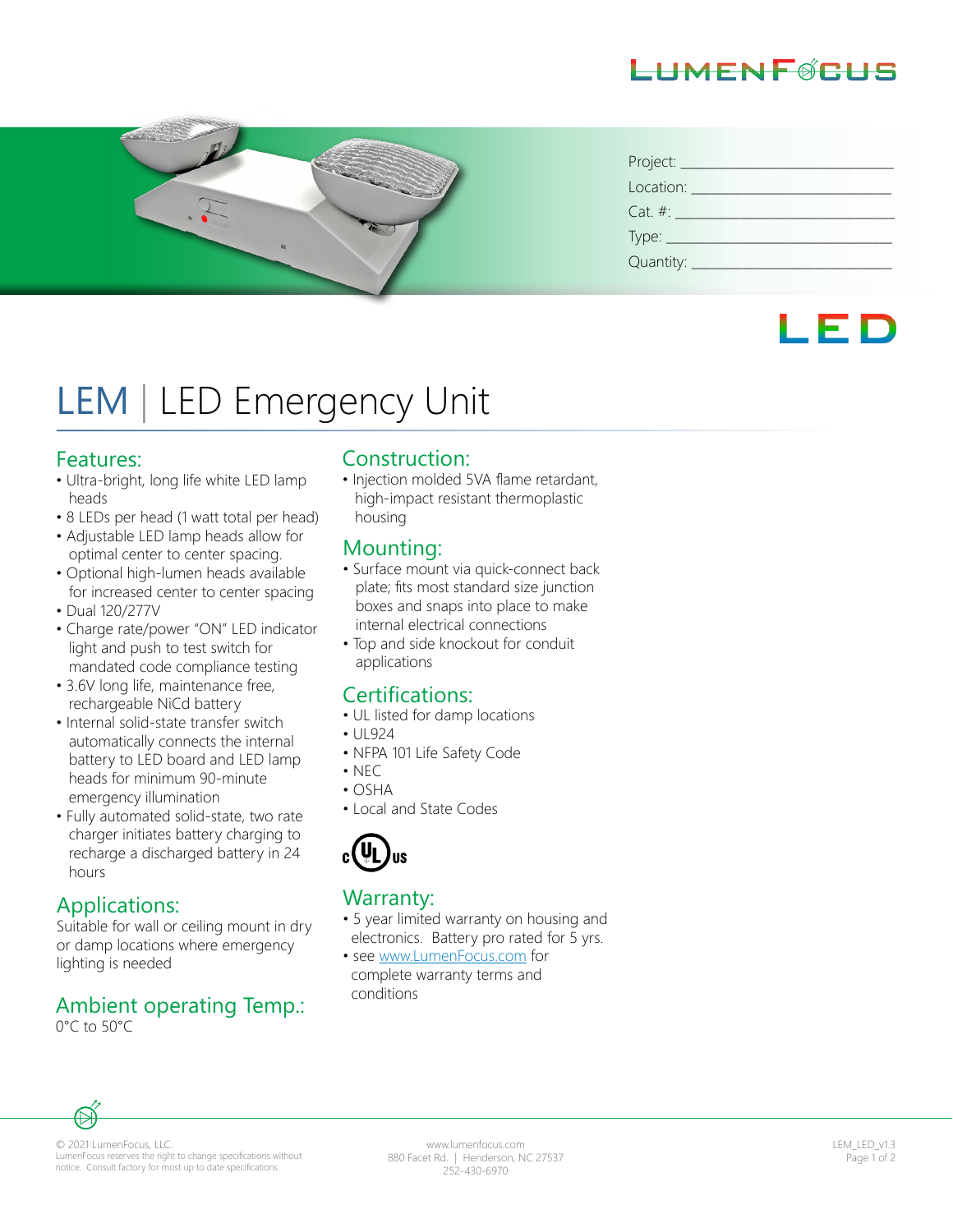Project: ___________________________

Location: __________________________

Cat. #: ____________________________

Type: _____________________________

Quantity: __________________________

LED

# LEM | LED Emergency Unit

## Features:

- Ultra-bright, long life white LED lamp heads
- 8 LEDs per head (1 watt total per head)
- Adjustable LED lamp heads allow for optimal center to center spacing.
- Optional high-lumen heads available for increased center to center spacing
- Dual 120/277V
- Charge rate/power "ON" LED indicator light and push to test switch for mandated code compliance testing
- 3.6V long life, maintenance free, rechargeable NiCd battery
- Internal solid-state transfer switch automatically connects the internal battery to LED board and LED lamp heads for minimum 90-minute emergency illumination
- Fully automated solid-state, two rate charger initiates battery charging to recharge a discharged battery in 24 hours

## Applications:

Suitable for wall or ceiling mount in dry or damp locations where emergency lighting is needed

## Ambient operating Temp.:

0°C to 50°C

## Construction:

- Injection molded 5VA flame retardant, high-impact resistant thermoplastic housing

## Mounting:

- Surface mount via quick-connect back plate; fits most standard size junction boxes and snaps into place to make internal electrical connections
- Top and side knockout for conduit applications

## Certifications:

- UL listed for damp locations
- UL924
- NFPA 101 Life Safety Code
- NEC
- OSHA
- Local and State Codes

c UL us

## Warranty:

- 5 year limited warranty on housing and electronics. Battery pro rated for 5 yrs.
- see www.LumenFocus.com for complete warranty terms and conditions

© 2021 LumenFocus, LLC.
LumenFocus reserves the right to change specifications without notice. Consult factory for most up to date specifications.

www.lumenfocus.com
880 Facet Rd. | Henderson, NC 27537
252-430-6970

LEM_LED_v1.3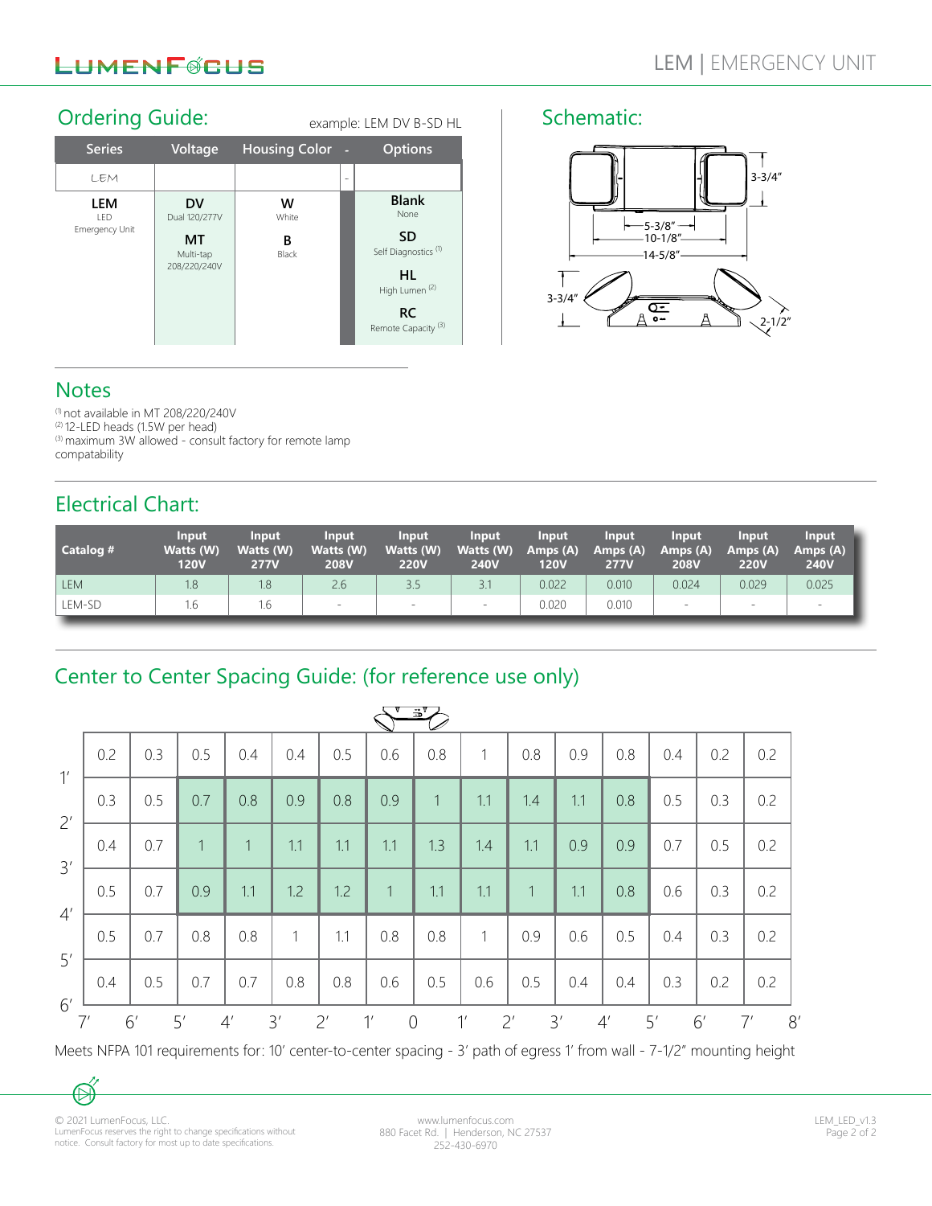## Ordering Guide:

example: LEM DV B-SD HL

| Series | Voltage | Housing Color | - | Options |
|---|---|---|---|---|
| LEM | | | - | |
| **LEM** LED Emergency Unit | **DV** Dual 120/277V | **W** White | | **Blank** None |
| | **MT** Multi-tap 208/220/240V | **B** Black | | **SD** Self Diagnostics [1] |
| | | | | **HL** High Lumen [2] |
| | | | | **RC** Remote Capacity [3] |

## Schematic:

3-3/4"

5-3/8"

10-1/8"

14-5/8"

3-3/4"

2-1/2"

## Notes

[1] not available in MT 208/220/240V
[2] 12-LED heads (1.5W per head)
[3] maximum 3W allowed - consult factory for remote lamp compatability

## Electrical Chart:

| Catalog # | Input Watts (W) 120V | Input Watts (W) 277V | Input Watts (W) 208V | Input Watts (W) 220V | Input Watts (W) 240V | Input Amps (A) 120V | Input Amps (A) 277V | Input Amps (A) 208V | Input Amps (A) 220V | Input Amps (A) 240V |
|---|---|---|---|---|---|---|---|---|---|---|
| LEM | 1.8 | 1.8 | 2.6 | 3.5 | 3.1 | 0.022 | 0.010 | 0.024 | 0.029 | 0.025 |
| LEM-SD | 1.6 | 1.6 | - | - | - | 0.020 | 0.010 | - | - | - |

## Center to Center Spacing Guide: (for reference use only)

| | | | | | | | | | | | | | | |
|---|---|---|---|---|---|---|---|---|---|---|---|---|---|---|
| 0.2 | 0.3 | 0.5 | 0.4 | 0.4 | 0.5 | 0.6 | 0.8 | 1 | 0.8 | 0.9 | 0.8 | 0.4 | 0.2 | 0.2 |
| 0.3 | 0.5 | 0.7 | 0.8 | 0.9 | 0.8 | 0.9 | 1 | 1.1 | 1.4 | 1.1 | 0.8 | 0.5 | 0.3 | 0.2 |
| 0.4 | 0.7 | 1 | 1 | 1.1 | 1.1 | 1.1 | 1.3 | 1.4 | 1.1 | 0.9 | 0.9 | 0.7 | 0.5 | 0.2 |
| 0.5 | 0.7 | 0.9 | 1.1 | 1.2 | 1.2 | 1 | 1.1 | 1.1 | 1 | 1.1 | 0.8 | 0.6 | 0.3 | 0.2 |
| 0.5 | 0.7 | 0.8 | 0.8 | 1 | 1.1 | 0.8 | 0.8 | 1 | 0.9 | 0.6 | 0.5 | 0.4 | 0.3 | 0.2 |
| 0.4 | 0.5 | 0.7 | 0.7 | 0.8 | 0.8 | 0.6 | 0.5 | 0.6 | 0.5 | 0.4 | 0.4 | 0.3 | 0.2 | 0.2 |

1′ 2′ 3′ 4′ 5′ 6′

7′ 6′ 5′ 4′ 3′ 2′ 1′ 0 1′ 2′ 3′ 4′ 5′ 6′ 7′ 8′

Meets NFPA 101 requirements for: 10′ center-to-center spacing - 3′ path of egress 1′ from wall - 7-1/2″ mounting height